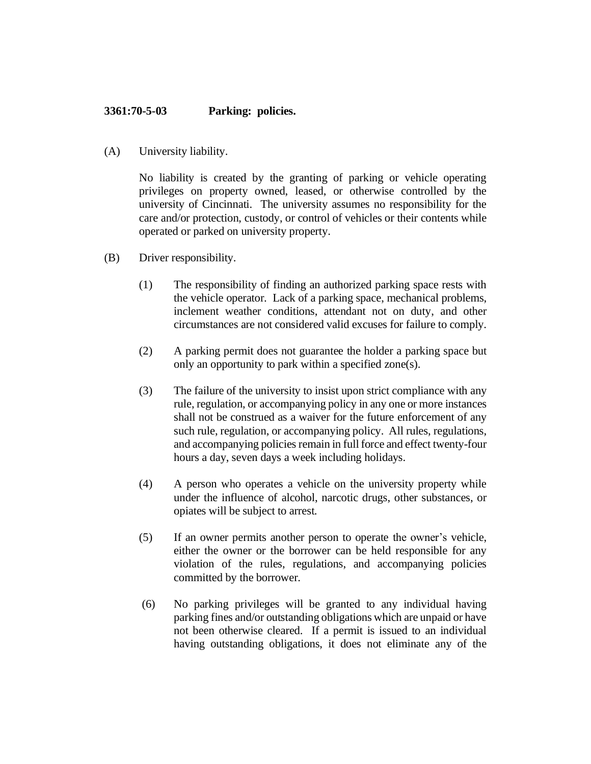# 3361:70-5-03 Parking: policies.

(A) University liability.

No liability is created by the granting of parking or vehicle operating privileges on property owned, leased, or otherwise controlled by the university of Cincinnati. The university assumes no responsibility for the care and/or protection, custody, or control of vehicles or their contents while operated or parked on university property.

(B) Driver responsibility.

(1) The responsibility of finding an authorized parking space rests with the vehicle operator. Lack of a parking space, mechanical problems, inclement weather conditions, attendant not on duty, and other circumstances are not considered valid excuses for failure to comply.

(2) A parking permit does not guarantee the holder a parking space but only an opportunity to park within a specified zone(s).

(3) The failure of the university to insist upon strict compliance with any rule, regulation, or accompanying policy in any one or more instances shall not be construed as a waiver for the future enforcement of any such rule, regulation, or accompanying policy. All rules, regulations, and accompanying policies remain in full force and effect twenty-four hours a day, seven days a week including holidays.

(4) A person who operates a vehicle on the university property while under the influence of alcohol, narcotic drugs, other substances, or opiates will be subject to arrest.

(5) If an owner permits another person to operate the owner's vehicle, either the owner or the borrower can be held responsible for any violation of the rules, regulations, and accompanying policies committed by the borrower.

(6) No parking privileges will be granted to any individual having parking fines and/or outstanding obligations which are unpaid or have not been otherwise cleared. If a permit is issued to an individual having outstanding obligations, it does not eliminate any of the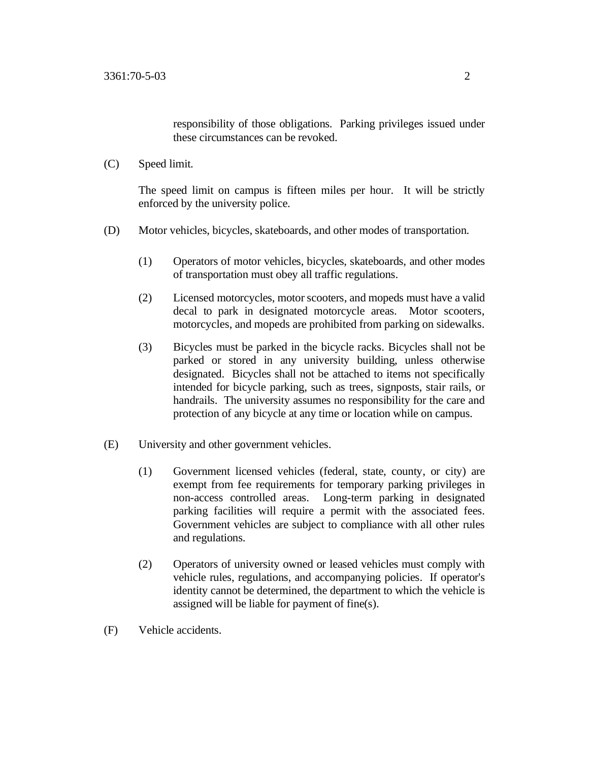responsibility of those obligations. Parking privileges issued under these circumstances can be revoked.

(C) Speed limit.

The speed limit on campus is fifteen miles per hour. It will be strictly enforced by the university police.

(D) Motor vehicles, bicycles, skateboards, and other modes of transportation.

(1) Operators of motor vehicles, bicycles, skateboards, and other modes of transportation must obey all traffic regulations.

(2) Licensed motorcycles, motor scooters, and mopeds must have a valid decal to park in designated motorcycle areas. Motor scooters, motorcycles, and mopeds are prohibited from parking on sidewalks.

(3) Bicycles must be parked in the bicycle racks. Bicycles shall not be parked or stored in any university building, unless otherwise designated. Bicycles shall not be attached to items not specifically intended for bicycle parking, such as trees, signposts, stair rails, or handrails. The university assumes no responsibility for the care and protection of any bicycle at any time or location while on campus.

(E) University and other government vehicles.

(1) Government licensed vehicles (federal, state, county, or city) are exempt from fee requirements for temporary parking privileges in non-access controlled areas. Long-term parking in designated parking facilities will require a permit with the associated fees. Government vehicles are subject to compliance with all other rules and regulations.

(2) Operators of university owned or leased vehicles must comply with vehicle rules, regulations, and accompanying policies. If operator's identity cannot be determined, the department to which the vehicle is assigned will be liable for payment of fine(s).

(F) Vehicle accidents.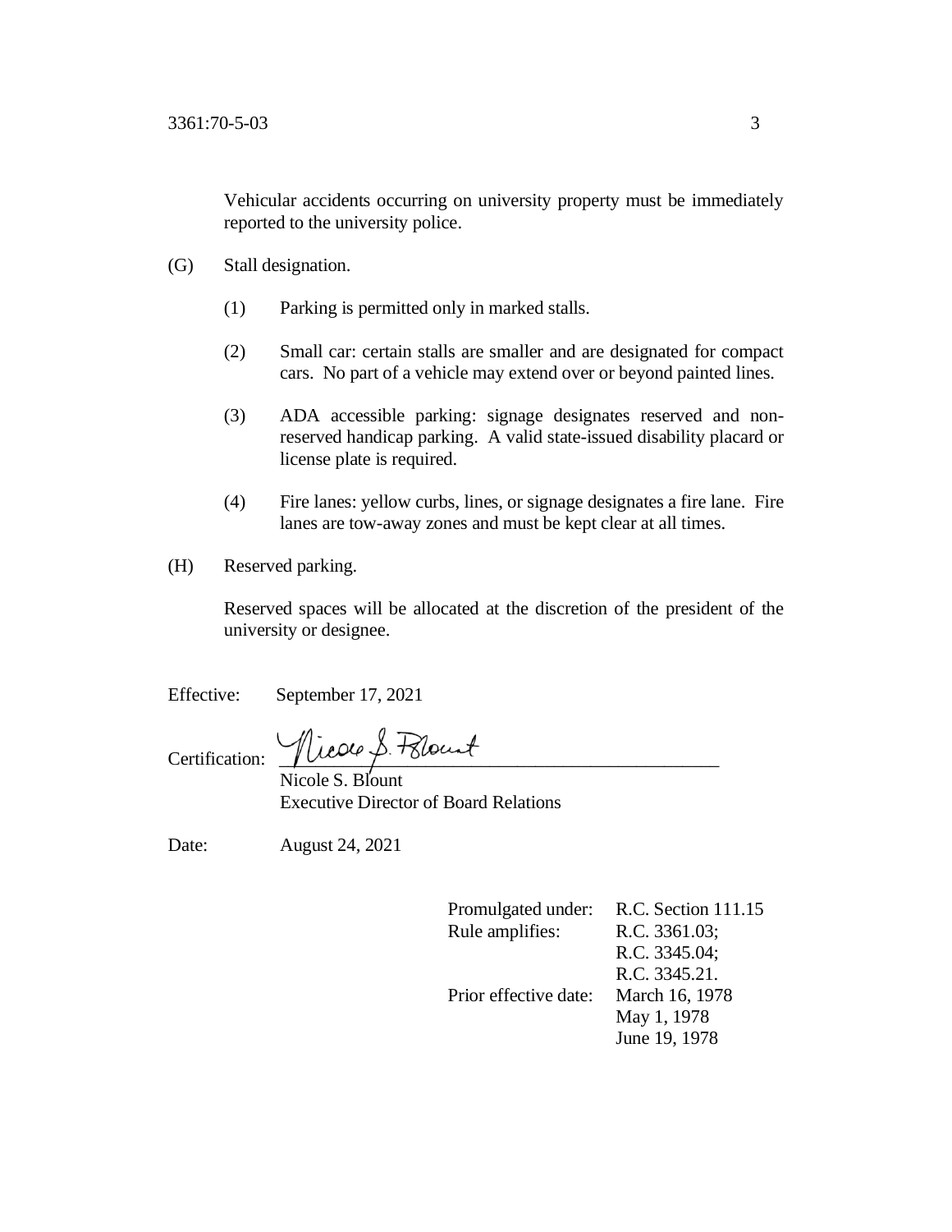Vehicular accidents occurring on university property must be immediately reported to the university police.

(G) Stall designation.

(1) Parking is permitted only in marked stalls.

(2) Small car: certain stalls are smaller and are designated for compact cars. No part of a vehicle may extend over or beyond painted lines.

(3) ADA accessible parking: signage designates reserved and non-reserved handicap parking. A valid state-issued disability placard or license plate is required.

(4) Fire lanes: yellow curbs, lines, or signage designates a fire lane. Fire lanes are tow-away zones and must be kept clear at all times.

(H) Reserved parking.

Reserved spaces will be allocated at the discretion of the president of the university or designee.

Effective: September 17, 2021

Certification: Nicole S. Blount
Nicole S. Blount
Executive Director of Board Relations

Date: August 24, 2021

| | |
|---|---|
| Promulgated under: | R.C. Section 111.15 |
| Rule amplifies: | R.C. 3361.03; R.C. 3345.04; R.C. 3345.21. |
| Prior effective date: | March 16, 1978 May 1, 1978 June 19, 1978 |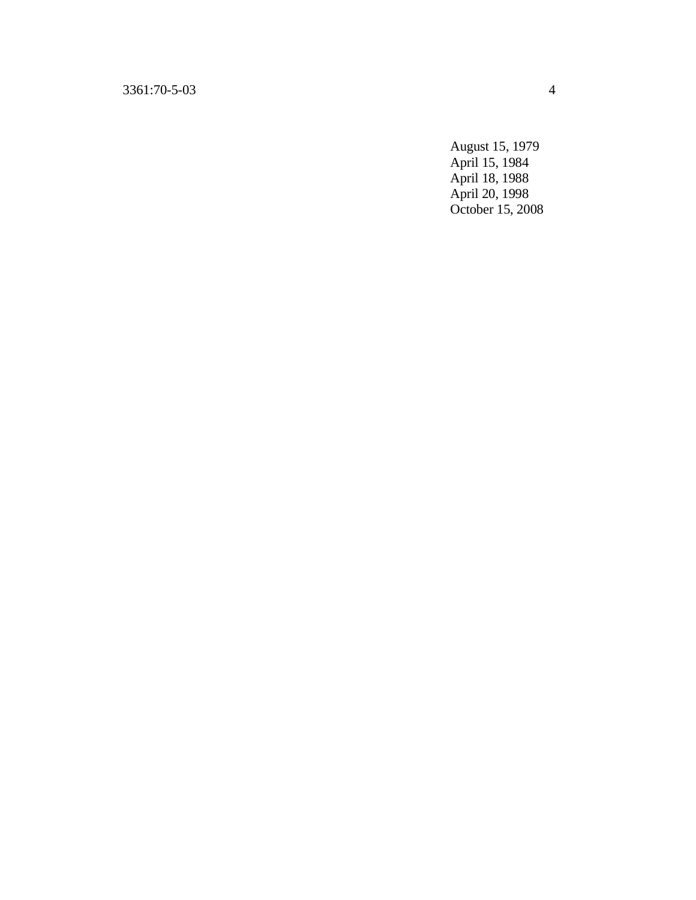August 15, 1979
April 15, 1984
April 18, 1988
April 20, 1998
October 15, 2008